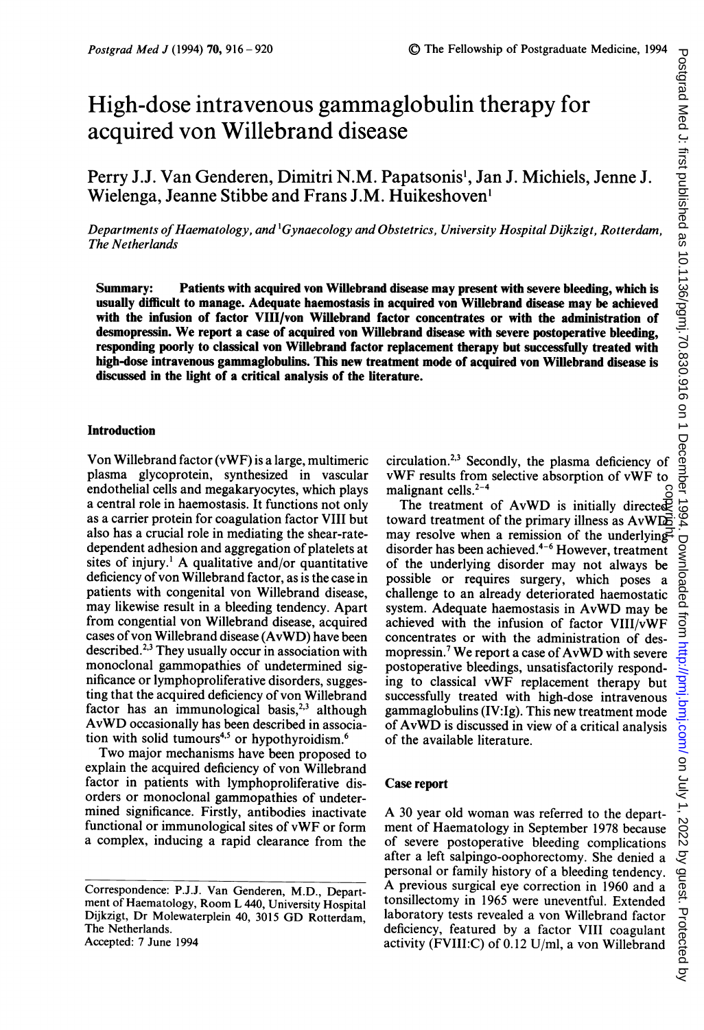# High-dose intravenous gammaglobulin therapy for acquired von Willebrand disease

Perry J.J. Van Genderen, Dimitri N.M. Papatsonis[1], Jan J. Michiels, Jenne J. Wielenga, Jeanne Stibbe and Frans J.M. Huikeshoven[1]

*Departments of Haematology, and [1]Gynaecology and Obstetrics, University Hospital Dijkzigt, Rotterdam, The Netherlands*

**Summary: Patients with acquired von Willebrand disease may present with severe bleeding, which is usually difficult to manage. Adequate haemostasis in acquired von Willebrand disease may be achieved with the infusion of factor VIII/von Willebrand factor concentrates or with the administration of desmopressin. We report a case of acquired von Willebrand disease with severe postoperative bleeding, responding poorly to classical von Willebrand factor replacement therapy but successfully treated with high-dose intravenous gammaglobulins. This new treatment mode of acquired von Willebrand disease is discussed in the light of a critical analysis of the literature.**

## Introduction

Von Willebrand factor (vWF) is a large, multimeric plasma glycoprotein, synthesized in vascular endothelial cells and megakaryocytes, which plays a central role in haemostasis. It functions not only as a carrier protein for coagulation factor VIII but also has a crucial role in mediating the shear-rate-dependent adhesion and aggregation of platelets at sites of injury.[1] A qualitative and/or quantitative deficiency of von Willebrand factor, as is the case in patients with congenital von Willebrand disease, may likewise result in a bleeding tendency. Apart from congenital von Willebrand disease, acquired cases of von Willebrand disease (AvWD) have been described.[2,3] They usually occur in association with monoclonal gammopathies of undetermined significance or lymphoproliferative disorders, suggesting that the acquired deficiency of von Willebrand factor has an immunological basis,[2,3] although AvWD occasionally has been described in association with solid tumours[4,5] or hypothyroidism.[6]

Two major mechanisms have been proposed to explain the acquired deficiency of von Willebrand factor in patients with lymphoproliferative disorders or monoclonal gammopathies of undetermined significance. Firstly, antibodies inactivate functional or immunological sites of vWF or form a complex, inducing a rapid clearance from the circulation.[2,3] Secondly, the plasma deficiency of vWF results from selective absorption of vWF to malignant cells.[2-4]

The treatment of AvWD is initially directed toward treatment of the primary illness as AvWD may resolve when a remission of the underlying disorder has been achieved.[4-6] However, treatment of the underlying disorder may not always be possible or requires surgery, which poses a challenge to an already deteriorated haemostatic system. Adequate haemostasis in AvWD may be achieved with the infusion of factor VIII/vWF concentrates or with the administration of desmopressin.[7] We report a case of AvWD with severe postoperative bleedings, unsatisfactorily responding to classical vWF replacement therapy but successfully treated with high-dose intravenous gammaglobulins (IV:Ig). This new treatment mode of AvWD is discussed in view of a critical analysis of the available literature.

## Case report

A 30 year old woman was referred to the department of Haematology in September 1978 because of severe postoperative bleeding complications after a left salpingo-oophorectomy. She denied a personal or family history of a bleeding tendency. A previous surgical eye correction in 1960 and a tonsillectomy in 1965 were uneventful. Extended laboratory tests revealed a von Willebrand factor deficiency, featured by a factor VIII coagulant activity (FVIII:C) of 0.12 U/ml, a von Willebrand

Correspondence: P.J.J. Van Genderen, M.D., Department of Haematology, Room L 440, University Hospital Dijkzigt, Dr Molewaterplein 40, 3015 GD Rotterdam, The Netherlands.

Accepted: 7 June 1994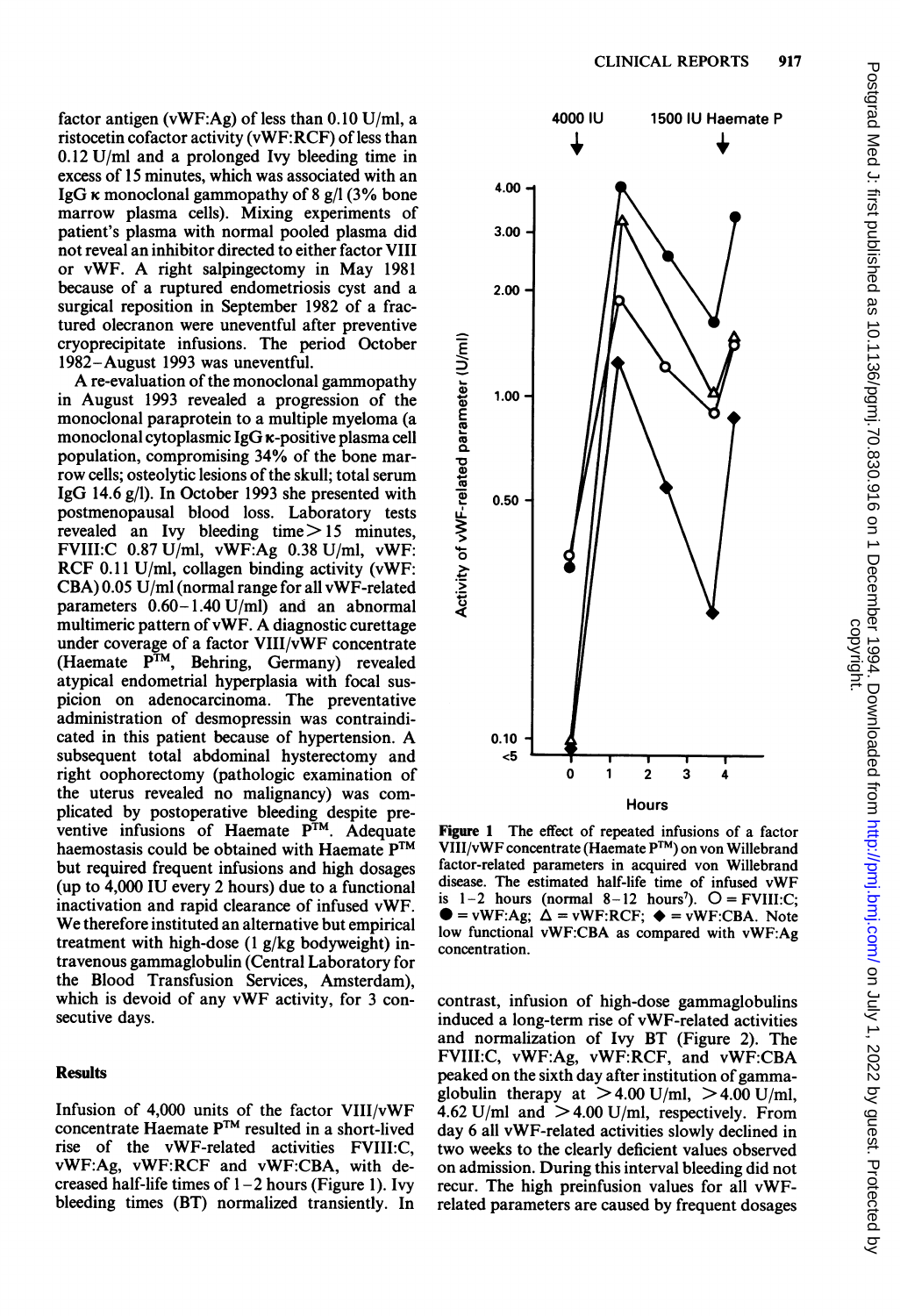factor antigen (vWF:Ag) of less than 0.10 U/ml, a ristocetin cofactor activity (vWF:RCF) of less than 0.12 U/ml and a prolonged Ivy bleeding time in excess of 15 minutes, which was associated with an IgG κ monoclonal gammopathy of 8 g/l (3% bone marrow plasma cells). Mixing experiments of patient's plasma with normal pooled plasma did not reveal an inhibitor directed to either factor VIII or vWF. A right salpingectomy in May 1981 because of a ruptured endometriosis cyst and a surgical reposition in September 1982 of a fractured olecranon were uneventful after preventive cryoprecipitate infusions. The period October 1982–August 1993 was uneventful.

A re-evaluation of the monoclonal gammopathy in August 1993 revealed a progression of the monoclonal paraprotein to a multiple myeloma (a monoclonal cytoplasmic IgG κ-positive plasma cell population, compromising 34% of the bone marrow cells; osteolytic lesions of the skull; total serum IgG 14.6 g/l). In October 1993 she presented with postmenopausal blood loss. Laboratory tests revealed an Ivy bleeding time > 15 minutes, FVIII:C 0.87 U/ml, vWF:Ag 0.38 U/ml, vWF:RCF 0.11 U/ml, collagen binding activity (vWF:CBA) 0.05 U/ml (normal range for all vWF-related parameters 0.60–1.40 U/ml) and an abnormal multimeric pattern of vWF. A diagnostic curettage under coverage of a factor VIII/vWF concentrate (Haemate P™, Behring, Germany) revealed atypical endometrial hyperplasia with focal suspicion on adenocarcinoma. The preventative administration of desmopressin was contraindicated in this patient because of hypertension. A subsequent total abdominal hysterectomy and right oophorectomy (pathologic examination of the uterus revealed no malignancy) was complicated by postoperative bleeding despite preventive infusions of Haemate P™. Adequate haemostasis could be obtained with Haemate P™ but required frequent infusions and high dosages (up to 4,000 IU every 2 hours) due to a functional inactivation and rapid clearance of infused vWF. We therefore instituted an alternative but empirical treatment with high-dose (1 g/kg bodyweight) intravenous gammaglobulin (Central Laboratory for the Blood Transfusion Services, Amsterdam), which is devoid of any vWF activity, for 3 consecutive days.

## Results

Infusion of 4,000 units of the factor VIII/vWF concentrate Haemate P™ resulted in a short-lived rise of the vWF-related activities FVIII:C, vWF:Ag, vWF:RCF and vWF:CBA, with decreased half-life times of 1–2 hours (Figure 1). Ivy bleeding times (BT) normalized transiently. In contrast, infusion of high-dose gammaglobulins induced a long-term rise of vWF-related activities and normalization of Ivy BT (Figure 2). The FVIII:C, vWF:Ag, vWF:RCF, and vWF:CBA peaked on the sixth day after institution of gammaglobulin therapy at > 4.00 U/ml, > 4.00 U/ml, 4.62 U/ml and > 4.00 U/ml, respectively. From day 6 all vWF-related activities slowly declined in two weeks to the clearly deficient values observed on admission. During this interval bleeding did not recur. The high preinfusion values for all vWF-related parameters are caused by frequent dosages

**Figure 1** The effect of repeated infusions of a factor VIII/vWF concentrate (Haemate P™) on von Willebrand factor-related parameters in acquired von Willebrand disease. The estimated half-life time of infused vWF is 1–2 hours (normal 8–12 hours[7]). ○ = FVIII:C; ● = vWF:Ag; Δ = vWF:RCF; ◆ = vWF:CBA. Note low functional vWF:CBA as compared with vWF:Ag concentration.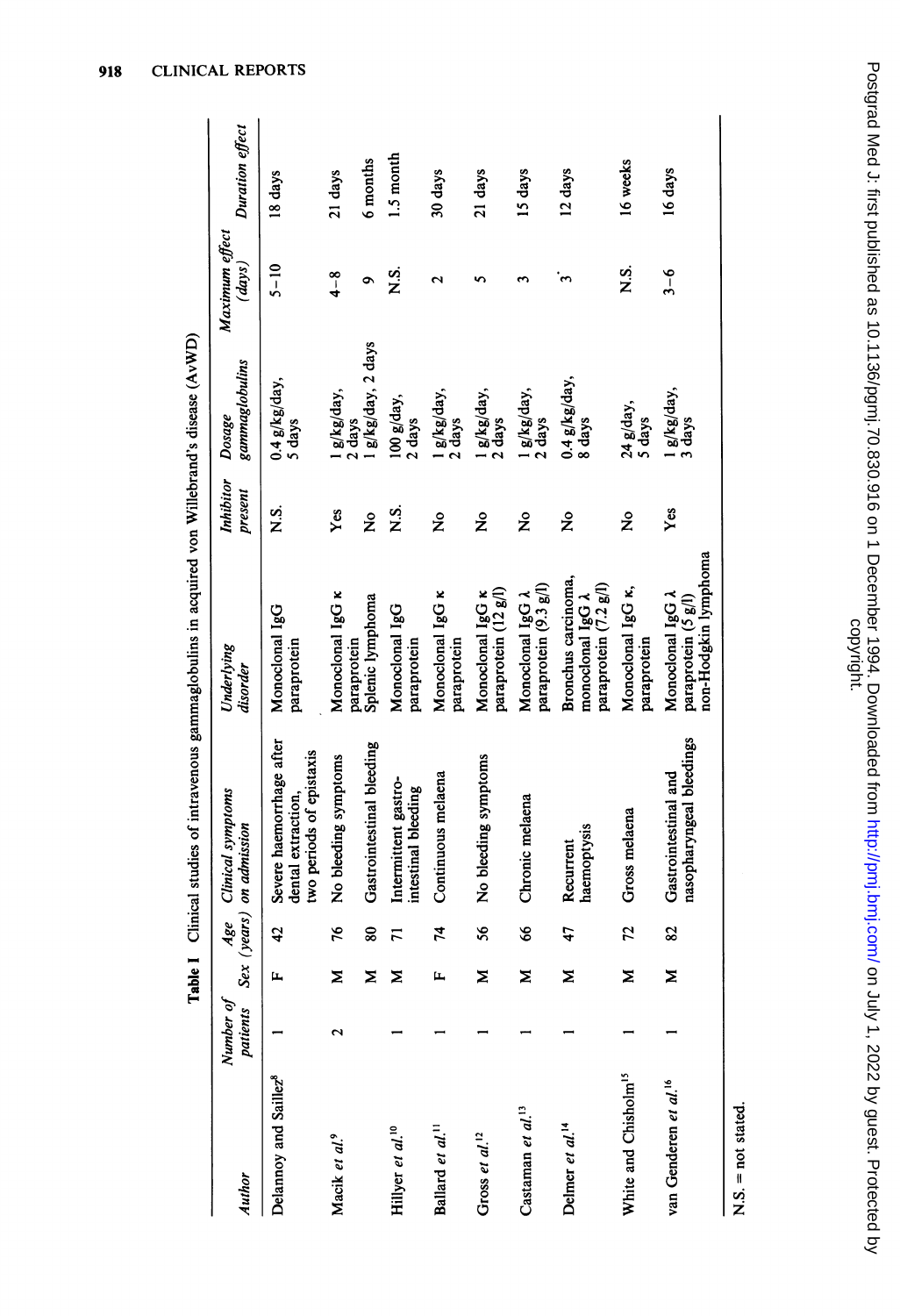**Table I** Clinical studies of intravenous gammaglobulins in acquired von Willebrand's disease (AvWD)

| Author | Number of patients | Sex | Age (years) | Clinical symptoms on admission | Underlying disorder | Inhibitor present | Dosage gammaglobulins | Maximum effect (days) | Duration effect |
|---|---|---|---|---|---|---|---|---|---|
| Delannoy and Saillez[8] | 1 | F | 42 | Severe haemorrhage after dental extraction, two periods of epistaxis | Monoclonal IgG paraprotein | N.S. | 0.4 g/kg/day, 5 days | 5–10 | 18 days |
| Macik et al.[9] | 2 | M | 76 | No bleeding symptoms | Monoclonal IgG κ paraprotein | Yes | 1 g/kg/day, 2 days | 4–8 | 21 days |
| | | M | 80 | Gastrointestinal bleeding | Splenic lymphoma | No | 1 g/kg/day, 2 days | 9 | 6 months |
| Hillyer et al.[10] | 1 | M | 71 | Intermittent gastro-intestinal bleeding | Monoclonal IgG paraprotein | N.S. | 100 g/day, 2 days | N.S. | 1.5 month |
| Ballard et al.[11] | 1 | F | 74 | Continuous melaena | Monoclonal IgG κ paraprotein | No | 1 g/kg/day, 2 days | 2 | 30 days |
| Gross et al.[12] | 1 | M | 56 | No bleeding symptoms | Monoclonal IgG κ paraprotein (12 g/l) | No | 1 g/kg/day, 2 days | 5 | 21 days |
| Castaman et al.[13] | 1 | M | 66 | Chronic melaena | Monoclonal IgG λ paraprotein (9.3 g/l) | No | 1 g/kg/day, 2 days | 3 | 15 days |
| Delmer et al.[14] | 1 | M | 47 | Recurrent haemoptysis | Bronchus carcinoma, monoclonal IgG λ paraprotein (7.2 g/l) | No | 0.4 g/kg/day, 8 days | 3 | 12 days |
| White and Chisholm[15] | 1 | M | 72 | Gross melaena | Monoclonal IgG κ, paraprotein | No | 24 g/day, 5 days | N.S. | 16 weeks |
| van Genderen et al.[16] | 1 | M | 82 | Gastrointestinal and nasopharyngeal bleedings | Monoclonal IgG λ paraprotein (5 g/l) non-Hodgkin lymphoma | Yes | 1 g/kg/day, 3 days | 3–6 | 16 days |

N.S. = not stated.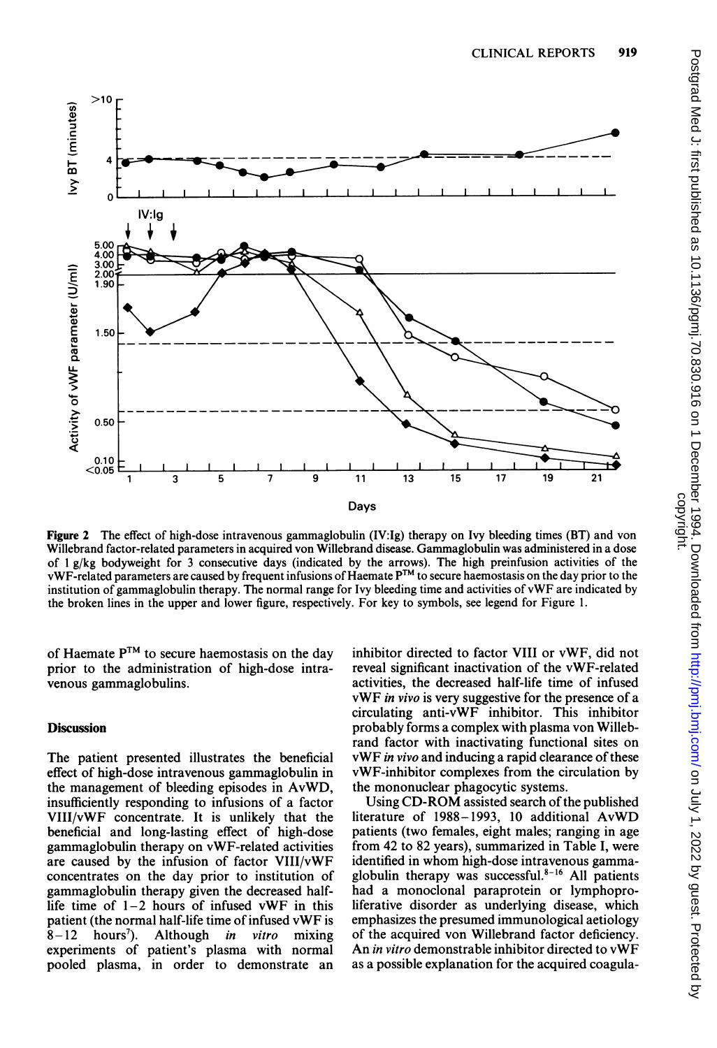Figure 2 The effect of high-dose intravenous gammaglobulin (IV:Ig) therapy on Ivy bleeding times (BT) and von Willebrand factor-related parameters in acquired von Willebrand disease. Gammaglobulin was administered in a dose of 1 g/kg bodyweight for 3 consecutive days (indicated by the arrows). The high preinfusion activities of the vWF-related parameters are caused by frequent infusions of Haemate P™ to secure haemostasis on the day prior to the institution of gammaglobulin therapy. The normal range for Ivy bleeding time and activities of vWF are indicated by the broken lines in the upper and lower figure, respectively. For key to symbols, see legend for Figure 1.

of Haemate P™ to secure haemostasis on the day prior to the administration of high-dose intravenous gammaglobulins.

## Discussion

The patient presented illustrates the beneficial effect of high-dose intravenous gammaglobulin in the management of bleeding episodes in AvWD, insufficiently responding to infusions of a factor VIII/vWF concentrate. It is unlikely that the beneficial and long-lasting effect of high-dose gammaglobulin therapy on vWF-related activities are caused by the infusion of factor VIII/vWF concentrates on the day prior to institution of gammaglobulin therapy given the decreased half-life time of 1–2 hours of infused vWF in this patient (the normal half-life time of infused vWF is 8–12 hours[7]). Although *in vitro* mixing experiments of patient's plasma with normal pooled plasma, in order to demonstrate an inhibitor directed to factor VIII or vWF, did not reveal significant inactivation of the vWF-related activities, the decreased half-life time of infused vWF *in vivo* is very suggestive for the presence of a circulating anti-vWF inhibitor. This inhibitor probably forms a complex with plasma von Willebrand factor with inactivating functional sites on vWF *in vivo* and inducing a rapid clearance of these vWF-inhibitor complexes from the circulation by the mononuclear phagocytic systems.

Using CD-ROM assisted search of the published literature of 1988–1993, 10 additional AvWD patients (two females, eight males; ranging in age from 42 to 82 years), summarized in Table I, were identified in whom high-dose intravenous gammaglobulin therapy was successful.[8–16] All patients had a monoclonal paraprotein or lymphoproliferative disorder as underlying disease, which emphasizes the presumed immunological aetiology of the acquired von Willebrand factor deficiency. An *in vitro* demonstrable inhibitor directed to vWF as a possible explanation for the acquired coagula-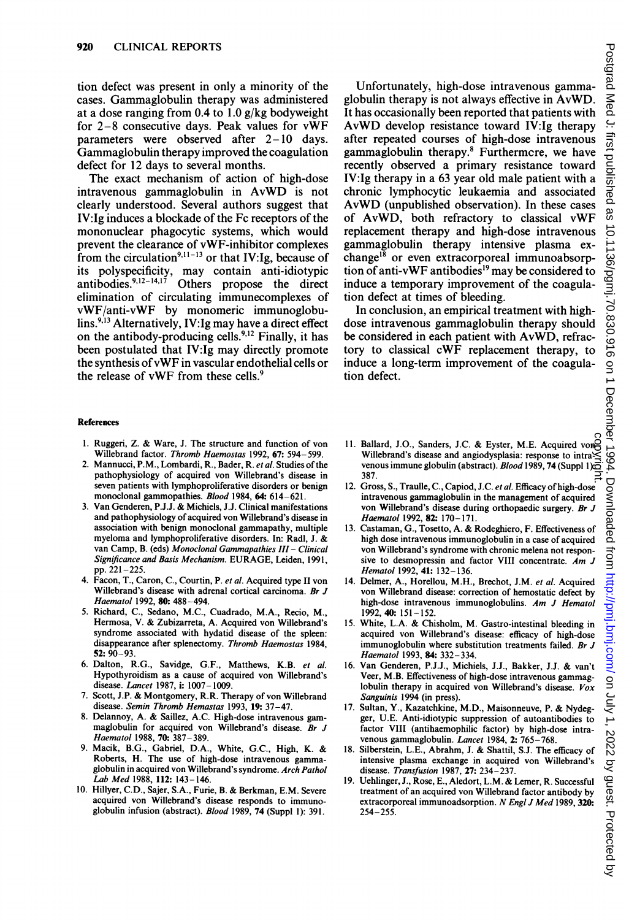tion defect was present in only a minority of the cases. Gammaglobulin therapy was administered at a dose ranging from 0.4 to 1.0 g/kg bodyweight for 2–8 consecutive days. Peak values for vWF parameters were observed after 2–10 days. Gammaglobulin therapy improved the coagulation defect for 12 days to several months.

The exact mechanism of action of high-dose intravenous gammaglobulin in AvWD is not clearly understood. Several authors suggest that IV:Ig induces a blockade of the Fc receptors of the mononuclear phagocytic systems, which would prevent the clearance of vWF-inhibitor complexes from the circulation[9,11–13] or that IV:Ig, because of its polyspecificity, may contain anti-idiotypic antibodies.[9,12–14,17] Others propose the direct elimination of circulating immunecomplexes of vWF/anti-vWF by monomeric immunoglobulins.[9,13] Alternatively, IV:Ig may have a direct effect on the antibody-producing cells.[9,12] Finally, it has been postulated that IV:Ig may directly promote the synthesis of vWF in vascular endothelial cells or the release of vWF from these cells.[9]

Unfortunately, high-dose intravenous gammaglobulin therapy is not always effective in AvWD. It has occasionally been reported that patients with AvWD develop resistance toward IV:Ig therapy after repeated courses of high-dose intravenous gammaglobulin therapy.[8] Furthermore, we have recently observed a primary resistance toward IV:Ig therapy in a 63 year old male patient with a chronic lymphocytic leukaemia and associated AvWD (unpublished observation). In these cases of AvWD, both refractory to classical vWF replacement therapy and high-dose intravenous gammaglobulin therapy intensive plasma exchange[18] or even extracorporeal immunoabsorption of anti-vWF antibodies[19] may be considered to induce a temporary improvement of the coagulation defect at times of bleeding.

In conclusion, an empirical treatment with high-dose intravenous gammaglobulin therapy should be considered in each patient with AvWD, refractory to classical cWF replacement therapy, to induce a long-term improvement of the coagulation defect.

## References

1. Ruggeri, Z. & Ware, J. The structure and function of von Willebrand factor. *Thromb Haemostas* 1992, **67:** 594–599.
2. Mannucci, P.M., Lombardi, R., Bader, R. *et al.* Studies of the pathophysiology of acquired von Willebrand's disease in seven patients with lymphoproliferative disorders or benign monoclonal gammopathies. *Blood* 1984, **64:** 614–621.
3. Van Genderen, P.J.J. & Michiels, J.J. Clinical manifestations and pathophysiology of acquired von Willebrand's disease in association with benign monoclonal gammapathy, multiple myeloma and lymphoproliferative disorders. In: Radl, J. & van Camp, B. (eds) *Monoclonal Gammapathies III – Clinical Significance and Basis Mechanism.* EURAGE, Leiden, 1991, pp. 221–225.
4. Facon, T., Caron, C., Courtin, P. *et al.* Acquired type II von Willebrand's disease with adrenal cortical carcinoma. *Br J Haematol* 1992, **80:** 488–494.
5. Richard, C., Sedano, M.C., Cuadrado, M.A., Recio, M., Hermosa, V. & Zubizarreta, A. Acquired von Willebrand's syndrome associated with hydatid disease of the spleen: disappearance after splenectomy. *Thromb Haemostas* 1984, **52:** 90–93.
6. Dalton, R.G., Savidge, G.F., Matthews, K.B. *et al.* Hypothyroidism as a cause of acquired von Willebrand's disease. *Lancet* 1987, **i:** 1007–1009.
7. Scott, J.P. & Montgomery, R.R. Therapy of von Willebrand disease. *Semin Thromb Hemastas* 1993, **19:** 37–47.
8. Delannoy, A. & Saillez, A.C. High-dose intravenous gammaglobulin for acquired von Willebrand's disease. *Br J Haematol* 1988, **70:** 387–389.
9. Macik, B.G., Gabriel, D.A., White, G.C., High, K. & Roberts, H. The use of high-dose intravenous gammaglobulin in acquired von Willebrand's syndrome. *Arch Pathol Lab Med* 1988, **112:** 143–146.
10. Hillyer, C.D., Sajer, S.A., Furie, B. & Berkman, E.M. Severe acquired von Willebrand's disease responds to immunoglobulin infusion (abstract). *Blood* 1989, **74** (Suppl 1): 391.
11. Ballard, J.O., Sanders, J.C. & Eyster, M.E. Acquired von Willebrand's disease and angiodysplasia: response to intravenous immune globulin (abstract). *Blood* 1989, **74** (Suppl 1): 387.
12. Gross, S., Traulle, C., Capiod, J.C. *et al.* Efficacy of high-dose intravenous gammaglobulin in the management of acquired von Willebrand's disease during orthopaedic surgery. *Br J Haematol* 1992, **82:** 170–171.
13. Castaman, G., Tosetto, A. & Rodeghiero, F. Effectiveness of high dose intravenous immunoglobulin in a case of acquired von Willebrand's syndrome with chronic melena not responsive to desmopressin and factor VIII concentrate. *Am J Hematol* 1992, **41:** 132–136.
14. Delmer, A., Horellou, M.H., Brechot, J.M. *et al.* Acquired von Willebrand disease: correction of hemostatic defect by high-dose intravenous immunoglobulins. *Am J Hematol* 1992, **40:** 151–152.
15. White, L.A. & Chisholm, M. Gastro-intestinal bleeding in acquired von Willebrand's disease: efficacy of high-dose immunoglobulin where substitution treatments failed. *Br J Haematol* 1993, **84:** 332–334.
16. Van Genderen, P.J.J., Michiels, J.J., Bakker, J.J. & van't Veer, M.B. Effectiveness of high-dose intravenous gammaglobulin therapy in acquired von Willebrand's disease. *Vox Sanguinis* 1994 (in press).
17. Sultan, Y., Kazatchkine, M.D., Maisonneuve, P. & Nydegger, U.E. Anti-idiotypic suppression of autoantibodies to factor VIII (antihaemophilic factor) by high-dose intravenous gammaglobulin. *Lancet* 1984, **2:** 765–768.
18. Silberstein, L.E., Abrahm, J. & Shattil, S.J. The efficacy of intensive plasma exchange in acquired von Willebrand's disease. *Transfusion* 1987, **27:** 234–237.
19. Uehlinger, J., Rose, E., Aledort, L.M. & Lerner, R. Successful treatment of an acquired von Willebrand factor antibody by extracorporeal immunoadsorption. *N Engl J Med* 1989, **320:** 254–255.